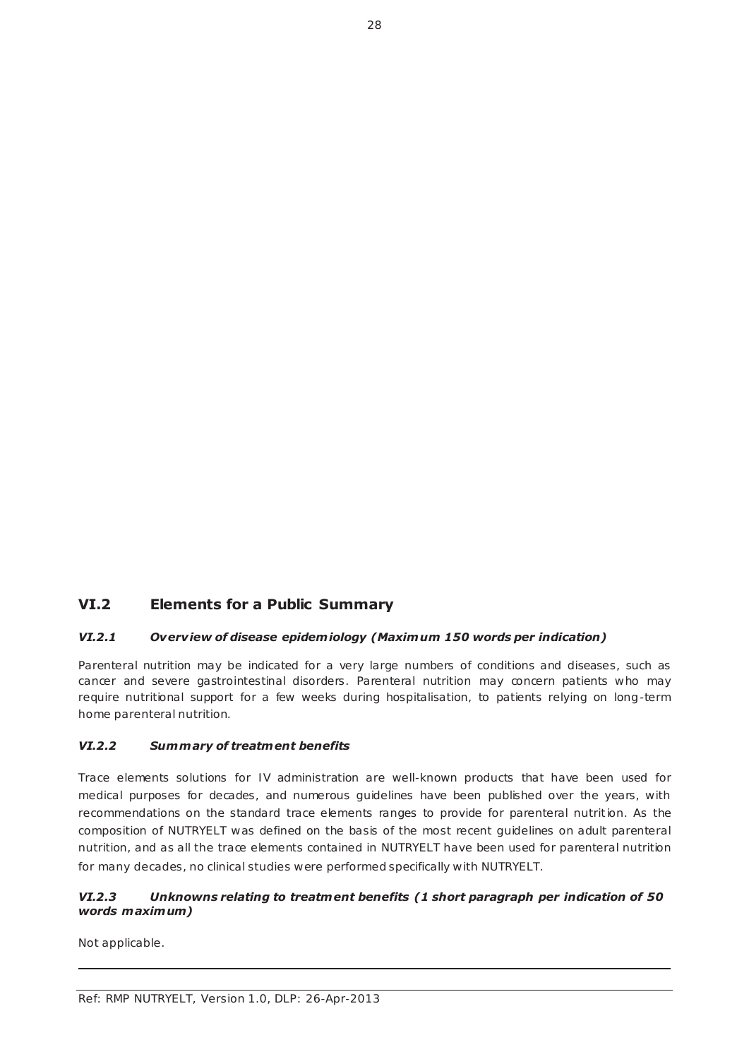## VI.2 Elements for a Public Summary

### *VI.2.1 Overview of disease epidemiology (Maximum 150 words per indication)*

Parenteral nutrition may be indicated for a very large numbers of conditions and diseases, such as cancer and severe gastrointestinal disorders. Parenteral nutrition may concern patients who may require nutritional support for a few weeks during hospitalisation, to patients relying on long-term home parenteral nutrition.

### *VI.2.2 Summary of treatment benefits*

Trace elements solutions for IV administration are well-known products that have been used for medical purposes for decades, and numerous guidelines have been published over the years, with recommendations on the standard trace elements ranges to provide for parenteral nutrition. As the composition of NUTRYELT was defined on the basis of the most recent guidelines on adult parenteral nutrition, and as all the trace elements contained in NUTRYELT have been used for parenteral nutrition for many decades, no clinical studies were performed specifically with NUTRYELT.

### *VI.2.3 Unknowns relating to treatment benefits (1 short paragraph per indication of 50 words maximum)*

Not applicable.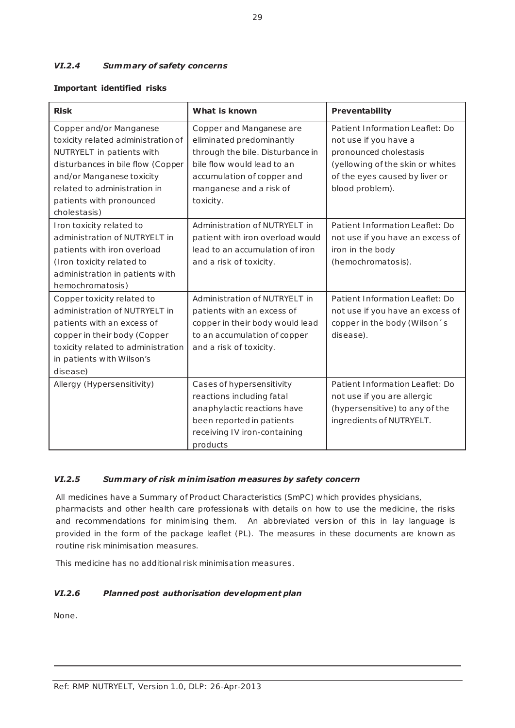### *VI.2.4 Summary of safety concerns*

**Important identified risks**

| **Risk** | **What is known** | **Preventability** |
|---|---|---|
| Copper and/or Manganese toxicity related administration of NUTRYELT in patients with disturbances in bile flow (Copper and/or Manganese toxicity related to administration in patients with pronounced cholestasis) | Copper and Manganese are eliminated predominantly through the bile. Disturbance in bile flow would lead to an accumulation of copper and manganese and a risk of toxicity. | Patient Information Leaflet: Do not use if you have a pronounced cholestasis (yellowing of the skin or whites of the eyes caused by liver or blood problem). |
| Iron toxicity related to administration of NUTRYELT in patients with iron overload (Iron toxicity related to administration in patients with hemochromatosis) | Administration of NUTRYELT in patient with iron overload would lead to an accumulation of iron and a risk of toxicity. | Patient Information Leaflet: Do not use if you have an excess of iron in the body (hemochromatosis). |
| Copper toxicity related to administration of NUTRYELT in patients with an excess of copper in their body (Copper toxicity related to administration in patients with Wilson's disease) | Administration of NUTRYELT in patients with an excess of copper in their body would lead to an accumulation of copper and a risk of toxicity. | Patient Information Leaflet: Do not use if you have an excess of copper in the body (Wilson´s disease). |
| Allergy (Hypersensitivity) | Cases of hypersensitivity reactions including fatal anaphylactic reactions have been reported in patients receiving IV iron-containing products | Patient Information Leaflet: Do not use if you are allergic (hypersensitive) to any of the ingredients of NUTRYELT. |

### *VI.2.5 Summary of risk minimisation measures by safety concern*

All medicines have a Summary of Product Characteristics (SmPC) which provides physicians, pharmacists and other health care professionals with details on how to use the medicine, the risks and recommendations for minimising them. An abbreviated version of this in lay language is provided in the form of the package leaflet (PL). The measures in these documents are known as routine risk minimisation measures.

This medicine has no additional risk minimisation measures.

### *VI.2.6 Planned post authorisation development plan*

None.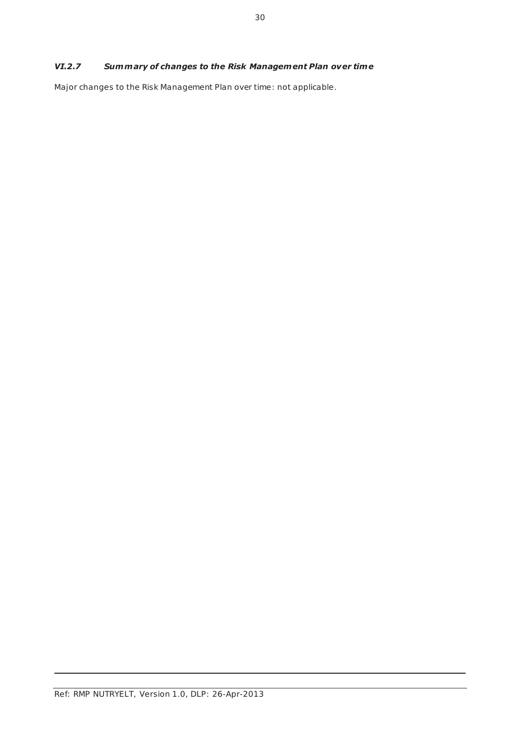### *VI.2.7 Summary of changes to the Risk Management Plan over time*

Major changes to the Risk Management Plan over time: not applicable.